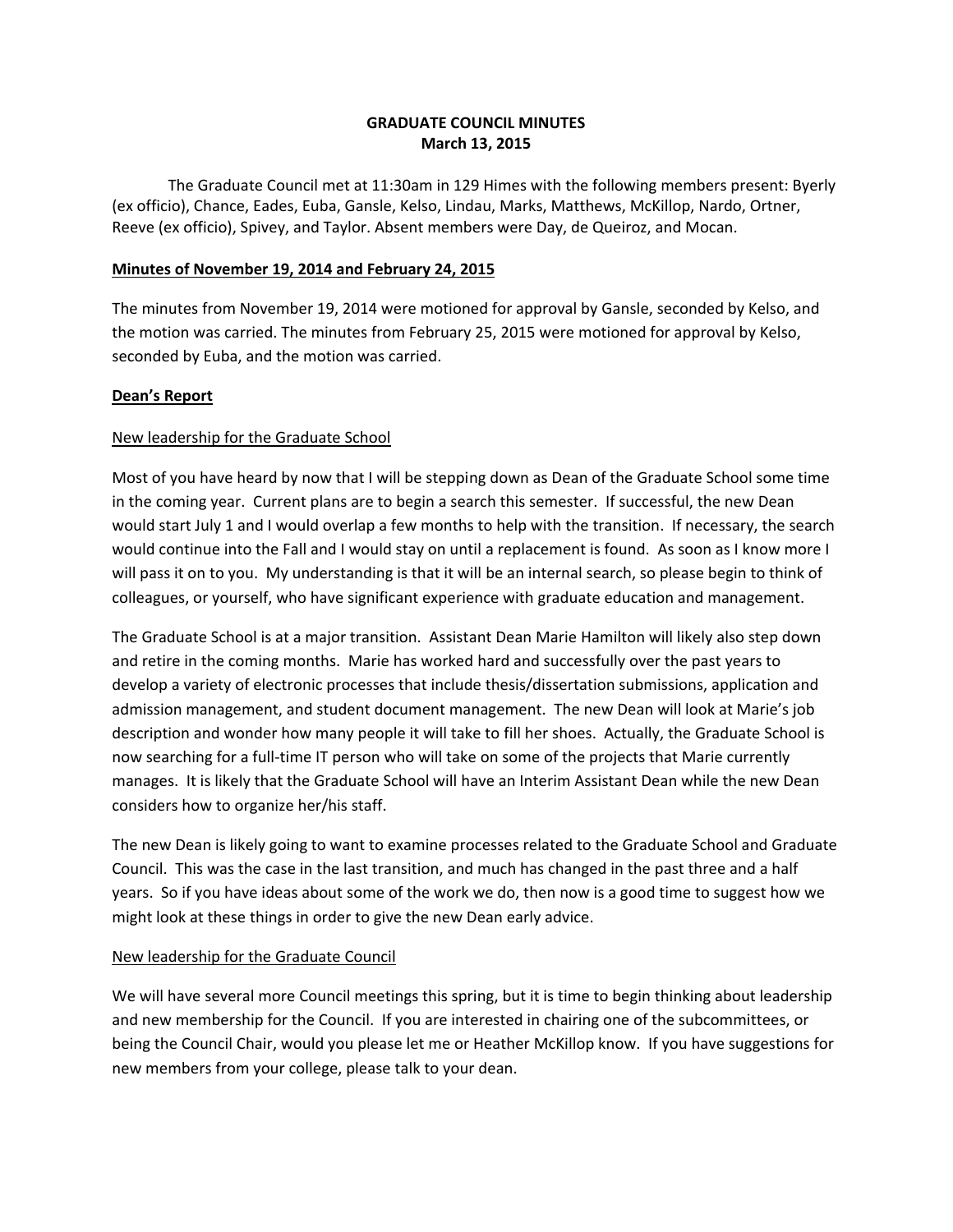# GRADUATE COUNCIL MINUTES
## March 13, 2015

The Graduate Council met at 11:30am in 129 Himes with the following members present: Byerly (ex officio), Chance, Eades, Euba, Gansle, Kelso, Lindau, Marks, Matthews, McKillop, Nardo, Ortner, Reeve (ex officio), Spivey, and Taylor. Absent members were Day, de Queiroz, and Mocan.

**Minutes of November 19, 2014 and February 24, 2015**

The minutes from November 19, 2014 were motioned for approval by Gansle, seconded by Kelso, and the motion was carried. The minutes from February 25, 2015 were motioned for approval by Kelso, seconded by Euba, and the motion was carried.

**Dean's Report**

New leadership for the Graduate School

Most of you have heard by now that I will be stepping down as Dean of the Graduate School some time in the coming year. Current plans are to begin a search this semester. If successful, the new Dean would start July 1 and I would overlap a few months to help with the transition. If necessary, the search would continue into the Fall and I would stay on until a replacement is found. As soon as I know more I will pass it on to you. My understanding is that it will be an internal search, so please begin to think of colleagues, or yourself, who have significant experience with graduate education and management.

The Graduate School is at a major transition. Assistant Dean Marie Hamilton will likely also step down and retire in the coming months. Marie has worked hard and successfully over the past years to develop a variety of electronic processes that include thesis/dissertation submissions, application and admission management, and student document management. The new Dean will look at Marie's job description and wonder how many people it will take to fill her shoes. Actually, the Graduate School is now searching for a full-time IT person who will take on some of the projects that Marie currently manages. It is likely that the Graduate School will have an Interim Assistant Dean while the new Dean considers how to organize her/his staff.

The new Dean is likely going to want to examine processes related to the Graduate School and Graduate Council. This was the case in the last transition, and much has changed in the past three and a half years. So if you have ideas about some of the work we do, then now is a good time to suggest how we might look at these things in order to give the new Dean early advice.

New leadership for the Graduate Council

We will have several more Council meetings this spring, but it is time to begin thinking about leadership and new membership for the Council. If you are interested in chairing one of the subcommittees, or being the Council Chair, would you please let me or Heather McKillop know. If you have suggestions for new members from your college, please talk to your dean.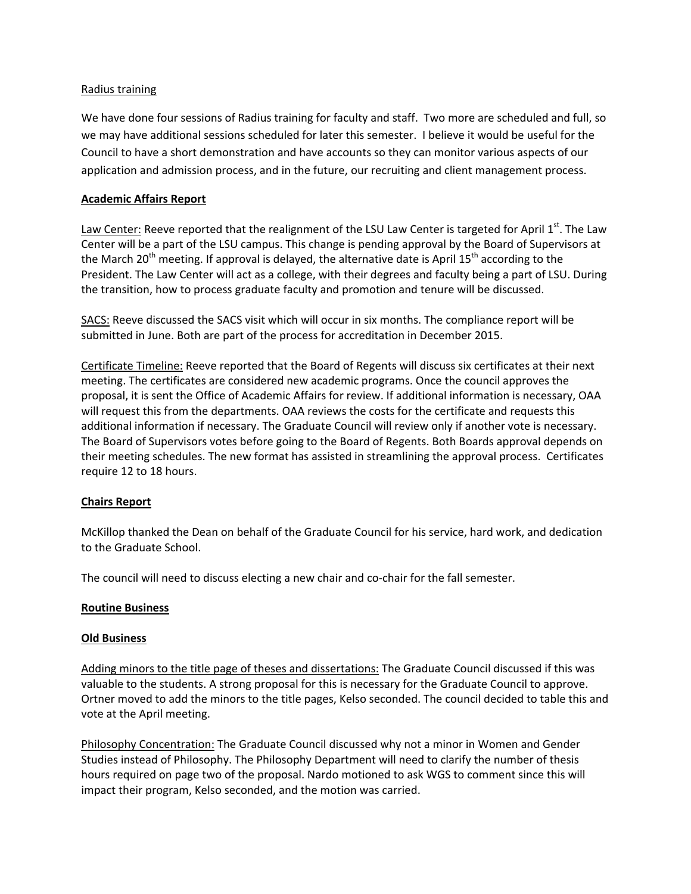Radius training

We have done four sessions of Radius training for faculty and staff. Two more are scheduled and full, so we may have additional sessions scheduled for later this semester. I believe it would be useful for the Council to have a short demonstration and have accounts so they can monitor various aspects of our application and admission process, and in the future, our recruiting and client management process.

**Academic Affairs Report**

Law Center: Reeve reported that the realignment of the LSU Law Center is targeted for April 1st. The Law Center will be a part of the LSU campus. This change is pending approval by the Board of Supervisors at the March 20th meeting. If approval is delayed, the alternative date is April 15th according to the President. The Law Center will act as a college, with their degrees and faculty being a part of LSU. During the transition, how to process graduate faculty and promotion and tenure will be discussed.

SACS: Reeve discussed the SACS visit which will occur in six months. The compliance report will be submitted in June. Both are part of the process for accreditation in December 2015.

Certificate Timeline: Reeve reported that the Board of Regents will discuss six certificates at their next meeting. The certificates are considered new academic programs. Once the council approves the proposal, it is sent the Office of Academic Affairs for review. If additional information is necessary, OAA will request this from the departments. OAA reviews the costs for the certificate and requests this additional information if necessary. The Graduate Council will review only if another vote is necessary. The Board of Supervisors votes before going to the Board of Regents. Both Boards approval depends on their meeting schedules. The new format has assisted in streamlining the approval process. Certificates require 12 to 18 hours.

**Chairs Report**

McKillop thanked the Dean on behalf of the Graduate Council for his service, hard work, and dedication to the Graduate School.

The council will need to discuss electing a new chair and co-chair for the fall semester.

**Routine Business**

**Old Business**

Adding minors to the title page of theses and dissertations: The Graduate Council discussed if this was valuable to the students. A strong proposal for this is necessary for the Graduate Council to approve. Ortner moved to add the minors to the title pages, Kelso seconded. The council decided to table this and vote at the April meeting.

Philosophy Concentration: The Graduate Council discussed why not a minor in Women and Gender Studies instead of Philosophy. The Philosophy Department will need to clarify the number of thesis hours required on page two of the proposal. Nardo motioned to ask WGS to comment since this will impact their program, Kelso seconded, and the motion was carried.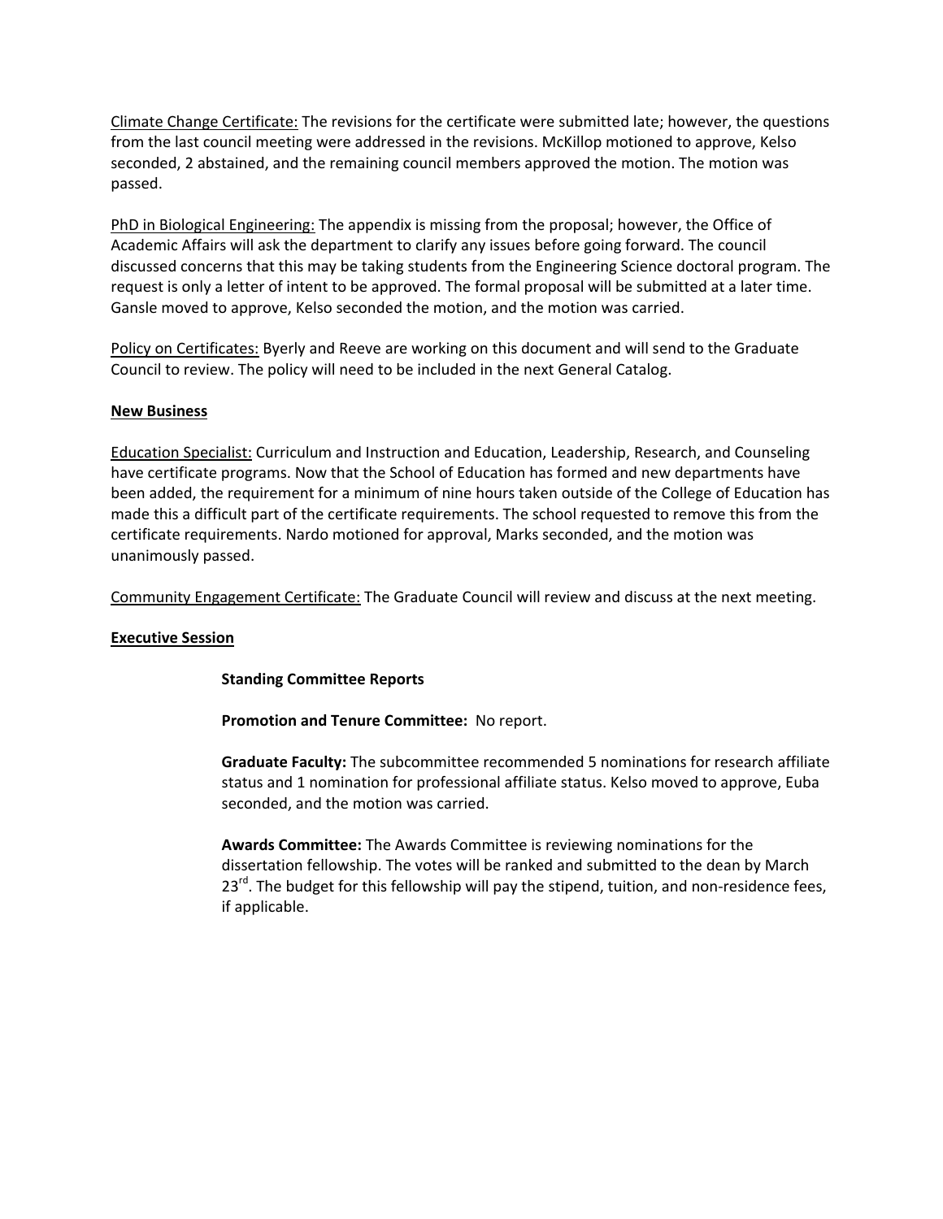Climate Change Certificate: The revisions for the certificate were submitted late; however, the questions from the last council meeting were addressed in the revisions. McKillop motioned to approve, Kelso seconded, 2 abstained, and the remaining council members approved the motion. The motion was passed.

PhD in Biological Engineering: The appendix is missing from the proposal; however, the Office of Academic Affairs will ask the department to clarify any issues before going forward. The council discussed concerns that this may be taking students from the Engineering Science doctoral program. The request is only a letter of intent to be approved. The formal proposal will be submitted at a later time. Gansle moved to approve, Kelso seconded the motion, and the motion was carried.

Policy on Certificates: Byerly and Reeve are working on this document and will send to the Graduate Council to review. The policy will need to be included in the next General Catalog.

**New Business**

Education Specialist: Curriculum and Instruction and Education, Leadership, Research, and Counseling have certificate programs. Now that the School of Education has formed and new departments have been added, the requirement for a minimum of nine hours taken outside of the College of Education has made this a difficult part of the certificate requirements. The school requested to remove this from the certificate requirements. Nardo motioned for approval, Marks seconded, and the motion was unanimously passed.

Community Engagement Certificate: The Graduate Council will review and discuss at the next meeting.

**Executive Session**

**Standing Committee Reports**

**Promotion and Tenure Committee:** No report.

**Graduate Faculty:** The subcommittee recommended 5 nominations for research affiliate status and 1 nomination for professional affiliate status. Kelso moved to approve, Euba seconded, and the motion was carried.

**Awards Committee:** The Awards Committee is reviewing nominations for the dissertation fellowship. The votes will be ranked and submitted to the dean by March 23rd. The budget for this fellowship will pay the stipend, tuition, and non-residence fees, if applicable.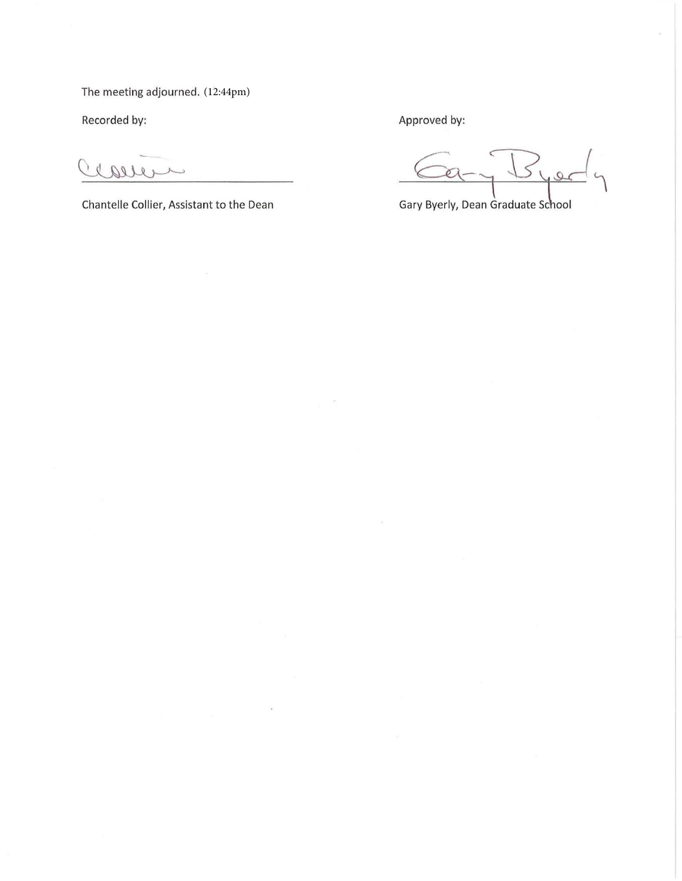The meeting adjourned. (12:44pm)

Recorded by:

Chantelle Collier, Assistant to the Dean

Approved by:

Gary Byerly, Dean Graduate School